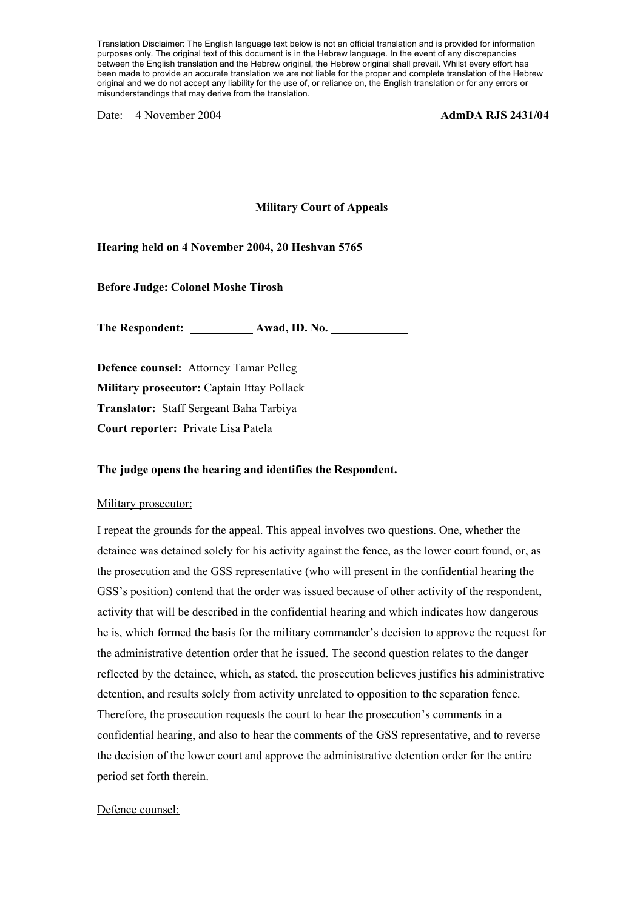<u>Translation Disclaimer</u>: The English language text below is not an official translation and is provided for information purposes only. The original text of this document is in the Hebrew language. In the event of any discrepancies between the English translation and the Hebrew original, the Hebrew original shall prevail. Whilst every effort has been made to provide an accurate translation we are not liable for the proper and complete translation of the Hebrew original and we do not accept any liability for the use of, or reliance on, the English translation or for any errors or misunderstandings that may derive from the translation.

Date: 4 November 2004 **AdmDA RJS 2431/04**

**Military Court of Appeals**

**Hearing held on 4 November 2004, 20 Heshvan 5765**

**Before Judge: Colonel Moshe Tirosh**

**The Respondent: \_\_\_\_\_\_\_\_\_\_ Awad, ID. No. \_\_\_\_\_\_\_\_\_\_\_\_**

**Defence counsel:** Attorney Tamar Pelleg

**Military prosecutor:** Captain Ittay Pollack

**Translator:** Staff Sergeant Baha Tarbiya

**Court reporter:** Private Lisa Patela

---

**The judge opens the hearing and identifies the Respondent.**

<u>Military prosecutor:</u>

I repeat the grounds for the appeal. This appeal involves two questions. One, whether the detainee was detained solely for his activity against the fence, as the lower court found, or, as the prosecution and the GSS representative (who will present in the confidential hearing the GSS's position) contend that the order was issued because of other activity of the respondent, activity that will be described in the confidential hearing and which indicates how dangerous he is, which formed the basis for the military commander's decision to approve the request for the administrative detention order that he issued. The second question relates to the danger reflected by the detainee, which, as stated, the prosecution believes justifies his administrative detention, and results solely from activity unrelated to opposition to the separation fence. Therefore, the prosecution requests the court to hear the prosecution's comments in a confidential hearing, and also to hear the comments of the GSS representative, and to reverse the decision of the lower court and approve the administrative detention order for the entire period set forth therein.

<u>Defence counsel:</u>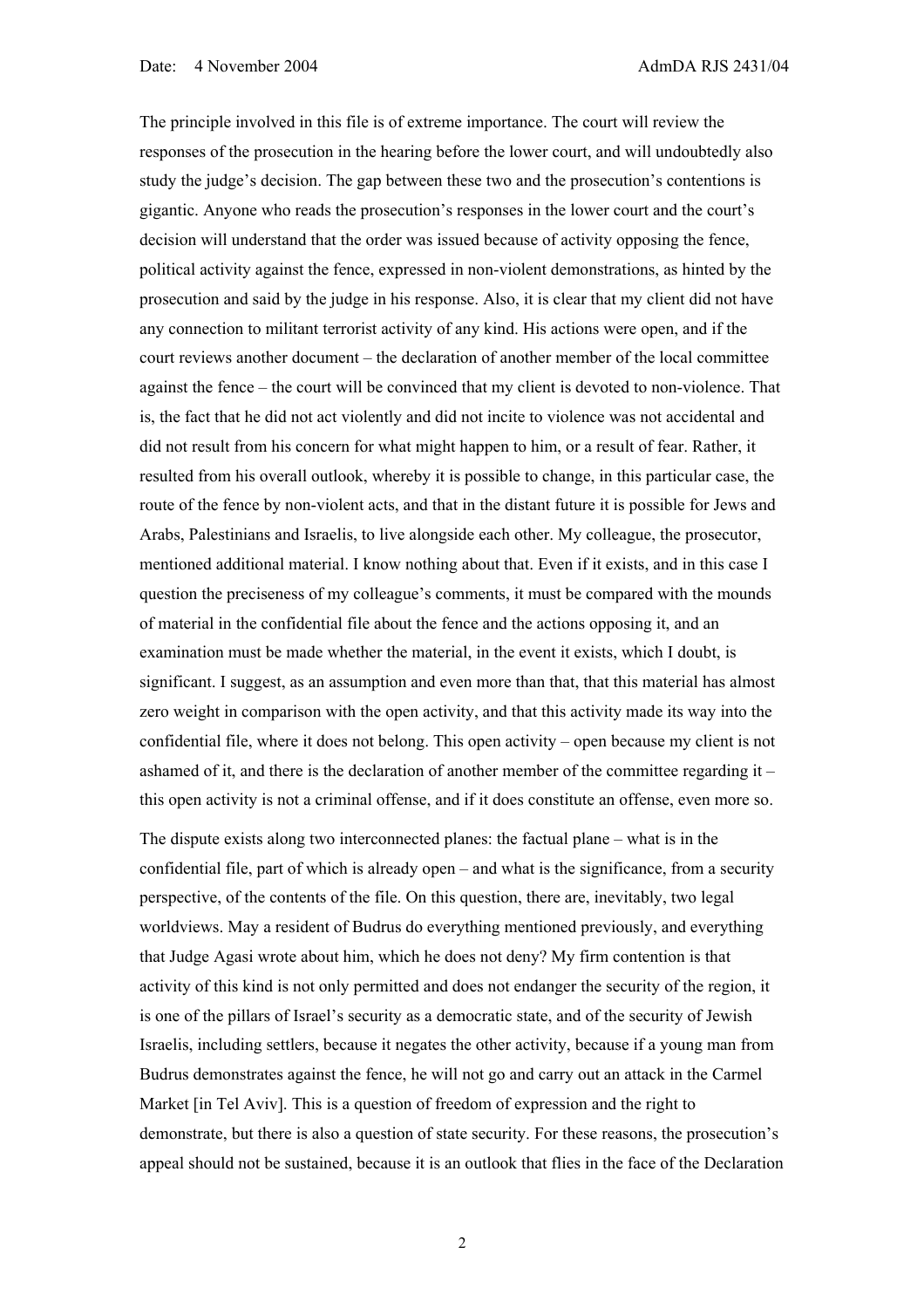The principle involved in this file is of extreme importance. The court will review the responses of the prosecution in the hearing before the lower court, and will undoubtedly also study the judge's decision. The gap between these two and the prosecution's contentions is gigantic. Anyone who reads the prosecution's responses in the lower court and the court's decision will understand that the order was issued because of activity opposing the fence, political activity against the fence, expressed in non-violent demonstrations, as hinted by the prosecution and said by the judge in his response. Also, it is clear that my client did not have any connection to militant terrorist activity of any kind. His actions were open, and if the court reviews another document – the declaration of another member of the local committee against the fence – the court will be convinced that my client is devoted to non-violence. That is, the fact that he did not act violently and did not incite to violence was not accidental and did not result from his concern for what might happen to him, or a result of fear. Rather, it resulted from his overall outlook, whereby it is possible to change, in this particular case, the route of the fence by non-violent acts, and that in the distant future it is possible for Jews and Arabs, Palestinians and Israelis, to live alongside each other. My colleague, the prosecutor, mentioned additional material. I know nothing about that. Even if it exists, and in this case I question the preciseness of my colleague's comments, it must be compared with the mounds of material in the confidential file about the fence and the actions opposing it, and an examination must be made whether the material, in the event it exists, which I doubt, is significant. I suggest, as an assumption and even more than that, that this material has almost zero weight in comparison with the open activity, and that this activity made its way into the confidential file, where it does not belong. This open activity – open because my client is not ashamed of it, and there is the declaration of another member of the committee regarding it – this open activity is not a criminal offense, and if it does constitute an offense, even more so.

The dispute exists along two interconnected planes: the factual plane – what is in the confidential file, part of which is already open – and what is the significance, from a security perspective, of the contents of the file. On this question, there are, inevitably, two legal worldviews. May a resident of Budrus do everything mentioned previously, and everything that Judge Agasi wrote about him, which he does not deny? My firm contention is that activity of this kind is not only permitted and does not endanger the security of the region, it is one of the pillars of Israel's security as a democratic state, and of the security of Jewish Israelis, including settlers, because it negates the other activity, because if a young man from Budrus demonstrates against the fence, he will not go and carry out an attack in the Carmel Market [in Tel Aviv]. This is a question of freedom of expression and the right to demonstrate, but there is also a question of state security. For these reasons, the prosecution's appeal should not be sustained, because it is an outlook that flies in the face of the Declaration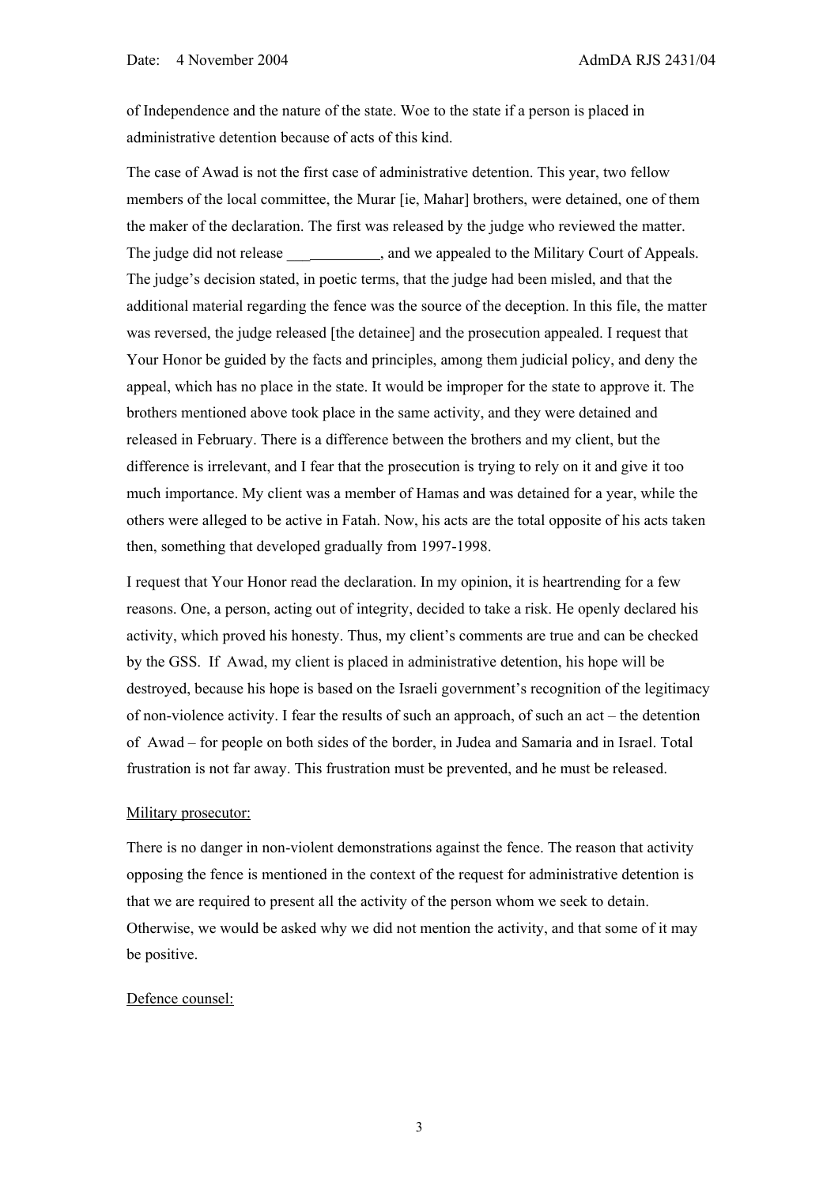of Independence and the nature of the state. Woe to the state if a person is placed in administrative detention because of acts of this kind.

The case of Awad is not the first case of administrative detention. This year, two fellow members of the local committee, the Murar [ie, Mahar] brothers, were detained, one of them the maker of the declaration. The first was released by the judge who reviewed the matter. The judge did not release ____________, and we appealed to the Military Court of Appeals. The judge's decision stated, in poetic terms, that the judge had been misled, and that the additional material regarding the fence was the source of the deception. In this file, the matter was reversed, the judge released [the detainee] and the prosecution appealed. I request that Your Honor be guided by the facts and principles, among them judicial policy, and deny the appeal, which has no place in the state. It would be improper for the state to approve it. The brothers mentioned above took place in the same activity, and they were detained and released in February. There is a difference between the brothers and my client, but the difference is irrelevant, and I fear that the prosecution is trying to rely on it and give it too much importance. My client was a member of Hamas and was detained for a year, while the others were alleged to be active in Fatah. Now, his acts are the total opposite of his acts taken then, something that developed gradually from 1997-1998.

I request that Your Honor read the declaration. In my opinion, it is heartrending for a few reasons. One, a person, acting out of integrity, decided to take a risk. He openly declared his activity, which proved his honesty. Thus, my client's comments are true and can be checked by the GSS. If Awad, my client is placed in administrative detention, his hope will be destroyed, because his hope is based on the Israeli government's recognition of the legitimacy of non-violence activity. I fear the results of such an approach, of such an act – the detention of Awad – for people on both sides of the border, in Judea and Samaria and in Israel. Total frustration is not far away. This frustration must be prevented, and he must be released.

Military prosecutor:

There is no danger in non-violent demonstrations against the fence. The reason that activity opposing the fence is mentioned in the context of the request for administrative detention is that we are required to present all the activity of the person whom we seek to detain. Otherwise, we would be asked why we did not mention the activity, and that some of it may be positive.

Defence counsel: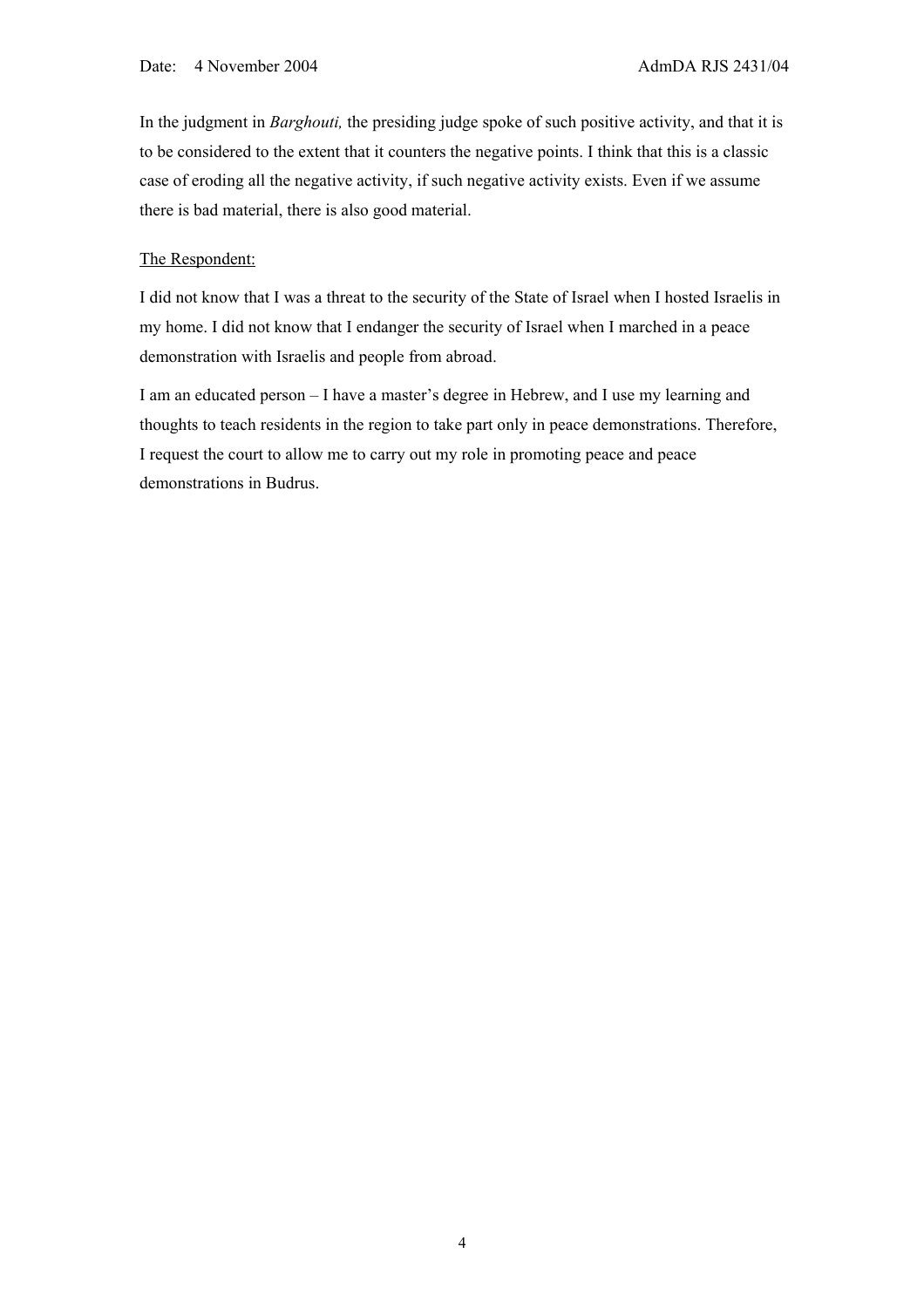In the judgment in *Barghouti,* the presiding judge spoke of such positive activity, and that it is to be considered to the extent that it counters the negative points. I think that this is a classic case of eroding all the negative activity, if such negative activity exists. Even if we assume there is bad material, there is also good material.

<u>The Respondent:</u>

I did not know that I was a threat to the security of the State of Israel when I hosted Israelis in my home. I did not know that I endanger the security of Israel when I marched in a peace demonstration with Israelis and people from abroad.

I am an educated person – I have a master's degree in Hebrew, and I use my learning and thoughts to teach residents in the region to take part only in peace demonstrations. Therefore, I request the court to allow me to carry out my role in promoting peace and peace demonstrations in Budrus.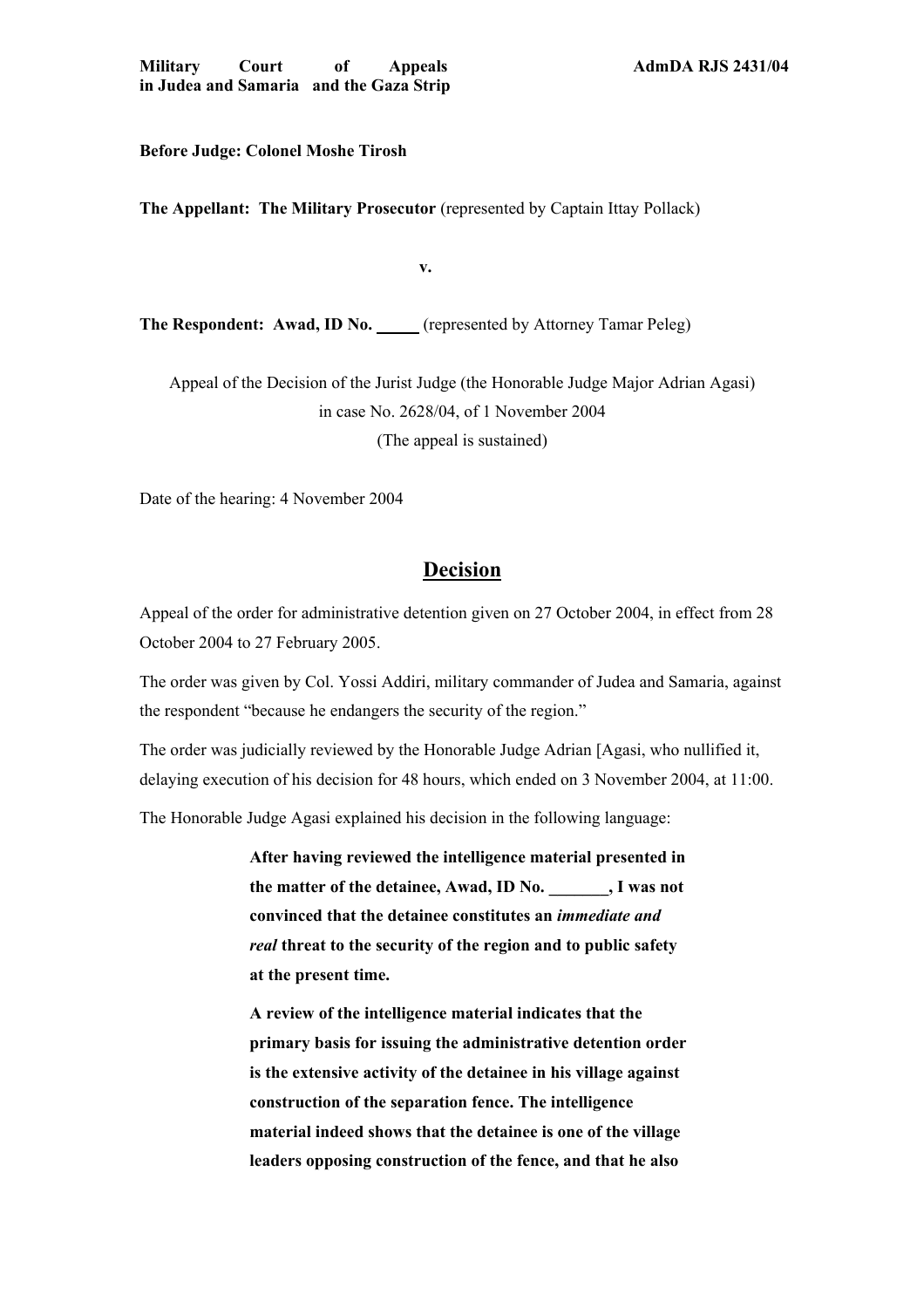**Military Court of Appeals in Judea and Samaria and the Gaza Strip** **AdmDA RJS 2431/04**

**Before Judge: Colonel Moshe Tirosh**

**The Appellant: The Military Prosecutor** (represented by Captain Ittay Pollack)

v.

**The Respondent: Awad, ID No. _____** (represented by Attorney Tamar Peleg)

Appeal of the Decision of the Jurist Judge (the Honorable Judge Major Adrian Agasi)
in case No. 2628/04, of 1 November 2004
(The appeal is sustained)

Date of the hearing: 4 November 2004

## Decision

Appeal of the order for administrative detention given on 27 October 2004, in effect from 28 October 2004 to 27 February 2005.

The order was given by Col. Yossi Addiri, military commander of Judea and Samaria, against the respondent "because he endangers the security of the region."

The order was judicially reviewed by the Honorable Judge Adrian [Agasi, who nullified it, delaying execution of his decision for 48 hours, which ended on 3 November 2004, at 11:00.

The Honorable Judge Agasi explained his decision in the following language:

> **After having reviewed the intelligence material presented in the matter of the detainee, Awad, ID No. _______, I was not convinced that the detainee constitutes an *immediate and real* threat to the security of the region and to public safety at the present time.**
>
> **A review of the intelligence material indicates that the primary basis for issuing the administrative detention order is the extensive activity of the detainee in his village against construction of the separation fence. The intelligence material indeed shows that the detainee is one of the village leaders opposing construction of the fence, and that he also**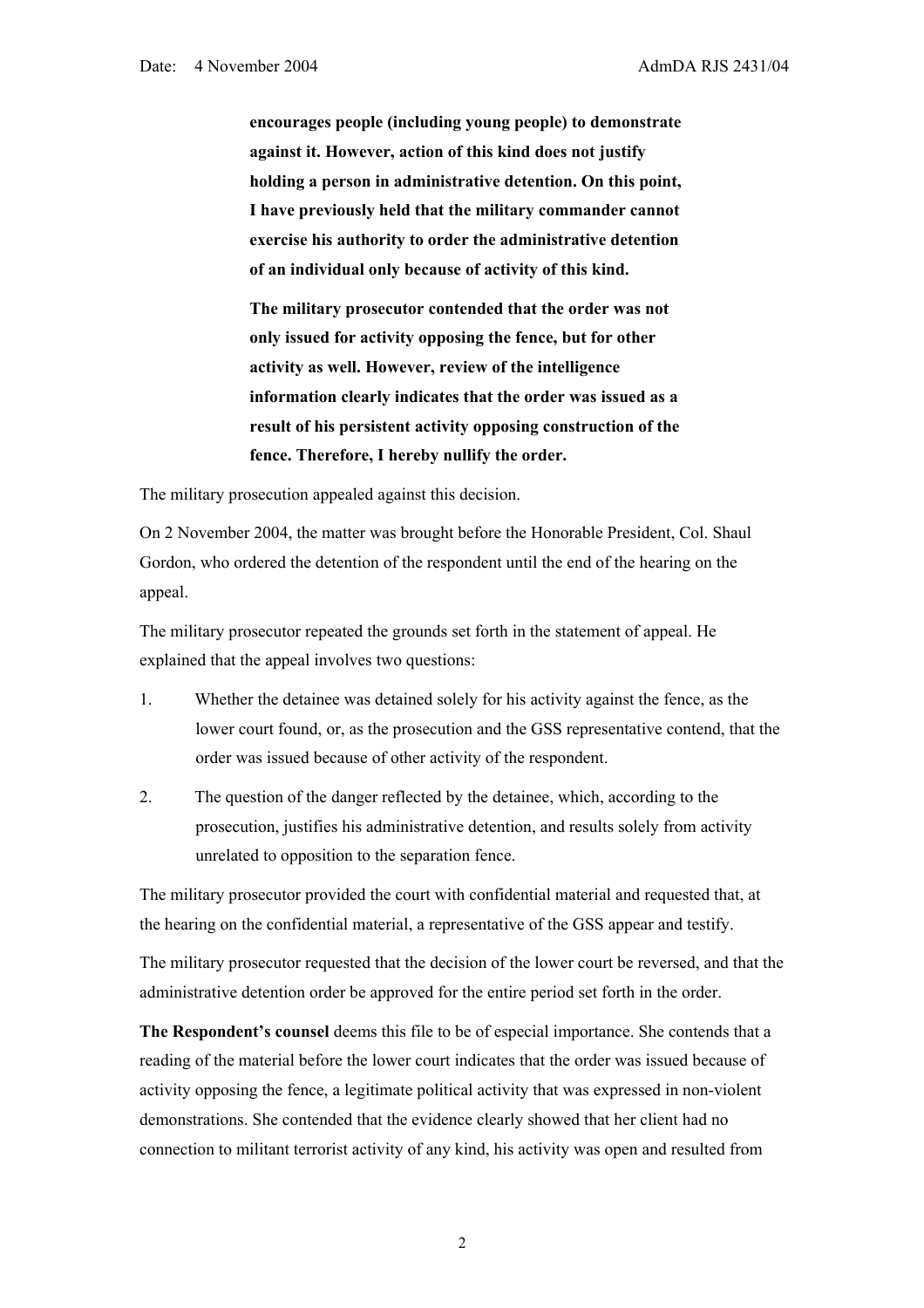> **encourages people (including young people) to demonstrate against it. However, action of this kind does not justify holding a person in administrative detention. On this point, I have previously held that the military commander cannot exercise his authority to order the administrative detention of an individual only because of activity of this kind.**
>
> **The military prosecutor contended that the order was not only issued for activity opposing the fence, but for other activity as well. However, review of the intelligence information clearly indicates that the order was issued as a result of his persistent activity opposing construction of the fence. Therefore, I hereby nullify the order.**

The military prosecution appealed against this decision.

On 2 November 2004, the matter was brought before the Honorable President, Col. Shaul Gordon, who ordered the detention of the respondent until the end of the hearing on the appeal.

The military prosecutor repeated the grounds set forth in the statement of appeal. He explained that the appeal involves two questions:

1. Whether the detainee was detained solely for his activity against the fence, as the lower court found, or, as the prosecution and the GSS representative contend, that the order was issued because of other activity of the respondent.
2. The question of the danger reflected by the detainee, which, according to the prosecution, justifies his administrative detention, and results solely from activity unrelated to opposition to the separation fence.

The military prosecutor provided the court with confidential material and requested that, at the hearing on the confidential material, a representative of the GSS appear and testify.

The military prosecutor requested that the decision of the lower court be reversed, and that the administrative detention order be approved for the entire period set forth in the order.

**The Respondent's counsel** deems this file to be of especial importance. She contends that a reading of the material before the lower court indicates that the order was issued because of activity opposing the fence, a legitimate political activity that was expressed in non-violent demonstrations. She contended that the evidence clearly showed that her client had no connection to militant terrorist activity of any kind, his activity was open and resulted from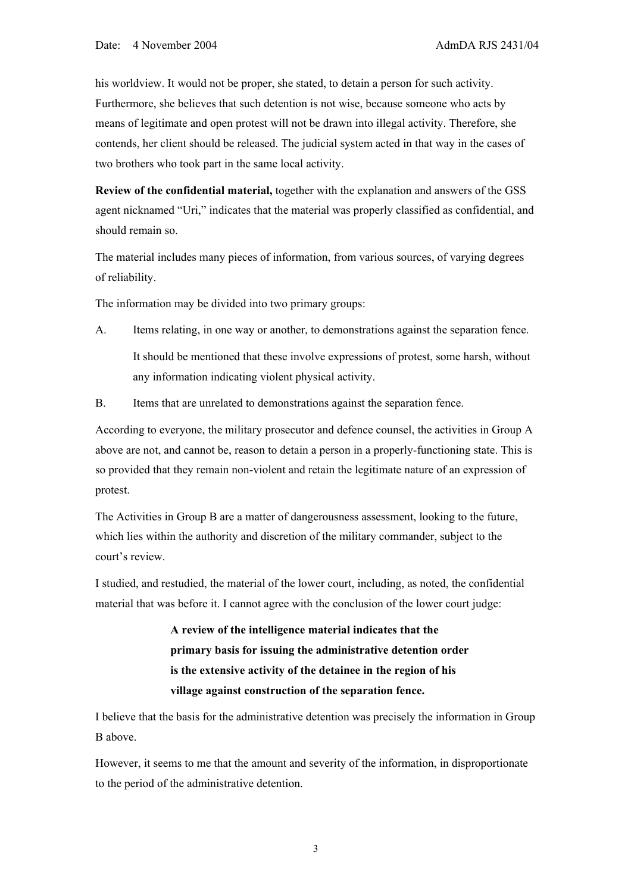his worldview. It would not be proper, she stated, to detain a person for such activity. Furthermore, she believes that such detention is not wise, because someone who acts by means of legitimate and open protest will not be drawn into illegal activity. Therefore, she contends, her client should be released. The judicial system acted in that way in the cases of two brothers who took part in the same local activity.

**Review of the confidential material,** together with the explanation and answers of the GSS agent nicknamed "Uri," indicates that the material was properly classified as confidential, and should remain so.

The material includes many pieces of information, from various sources, of varying degrees of reliability.

The information may be divided into two primary groups:

A. Items relating, in one way or another, to demonstrations against the separation fence.

   It should be mentioned that these involve expressions of protest, some harsh, without any information indicating violent physical activity.

B. Items that are unrelated to demonstrations against the separation fence.

According to everyone, the military prosecutor and defence counsel, the activities in Group A above are not, and cannot be, reason to detain a person in a properly-functioning state. This is so provided that they remain non-violent and retain the legitimate nature of an expression of protest.

The Activities in Group B are a matter of dangerousness assessment, looking to the future, which lies within the authority and discretion of the military commander, subject to the court's review.

I studied, and restudied, the material of the lower court, including, as noted, the confidential material that was before it. I cannot agree with the conclusion of the lower court judge:

> **A review of the intelligence material indicates that the primary basis for issuing the administrative detention order is the extensive activity of the detainee in the region of his village against construction of the separation fence.**

I believe that the basis for the administrative detention was precisely the information in Group B above.

However, it seems to me that the amount and severity of the information, in disproportionate to the period of the administrative detention.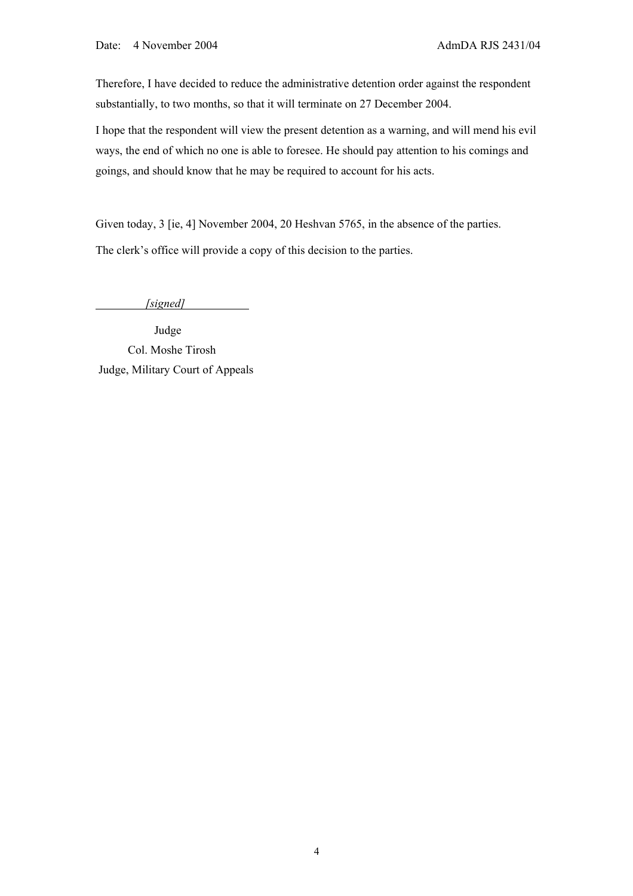Therefore, I have decided to reduce the administrative detention order against the respondent substantially, to two months, so that it will terminate on 27 December 2004.

I hope that the respondent will view the present detention as a warning, and will mend his evil ways, the end of which no one is able to foresee. He should pay attention to his comings and goings, and should know that he may be required to account for his acts.

Given today, 3 [ie, 4] November 2004, 20 Heshvan 5765, in the absence of the parties.

The clerk's office will provide a copy of this decision to the parties.

*[signed]*

Judge
Col. Moshe Tirosh
Judge, Military Court of Appeals